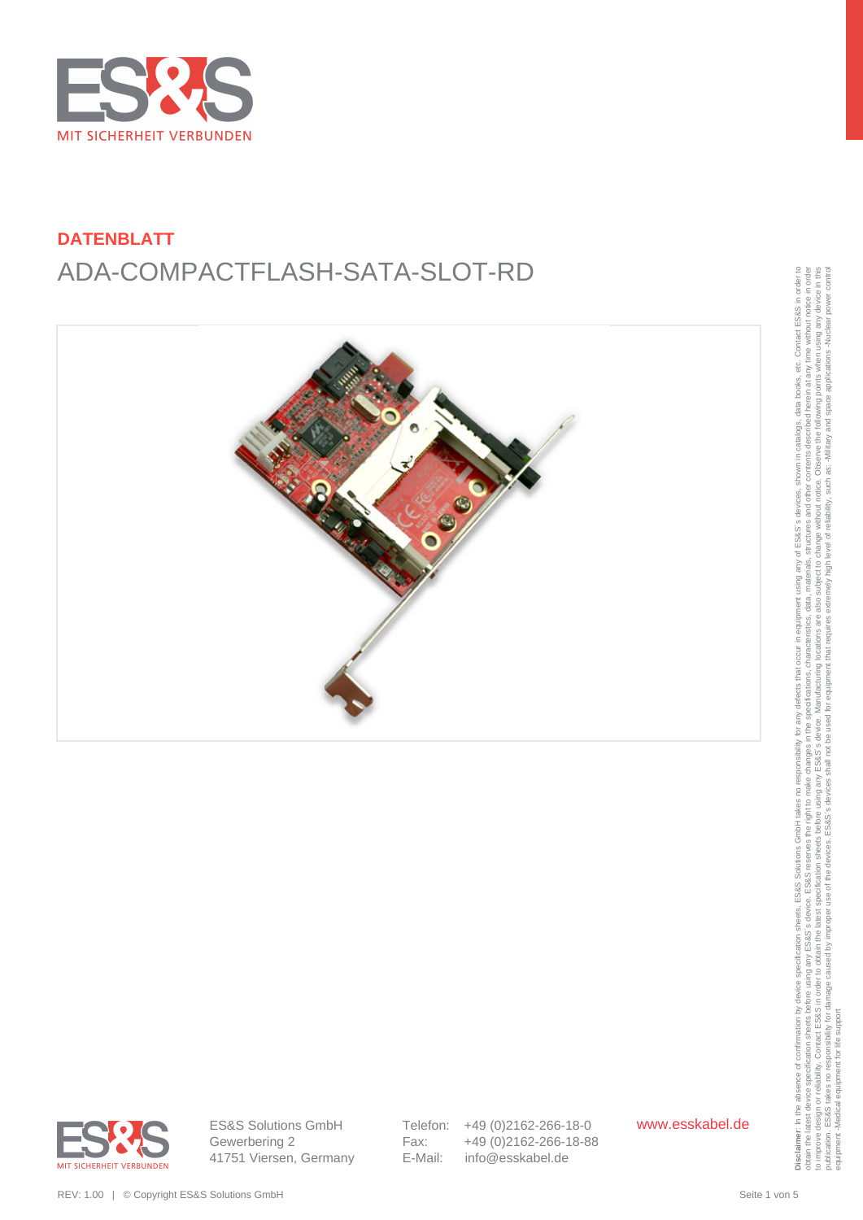MIT SICHERHEIT VERBUNDEN

**DATENBLATT**

# ADA-COMPACTFLASH-SATA-SLOT-RD

**Disclaimer**: In the absence of confirmation by device specification sheets, ES&S Solutions GmbH takes no responsibility for any defects that occur in equipment using any of ES&S´s devices, shown in catalogs, data books, etc. Contact ES&S in order to obtain the latest device specification sheets before using any ES&S´s device. ES&S reserves the right to make changes in the specifications, characteristics, data, materials, structures and other contents described herein at any time without notice in order to improve design or reliability. Contact ES&S in order to obtain the latest specification sheets before using any ES&S´s device. Manufacturing locations are also subject to change without notice. Observe the following points when using any device in this publication. ES&S takes no responsibility for damage caused by improper use of the devices. ES&S´s devices shall not be used for equipment that requires extremely high level of reliability, such as: -Military and space applications -Nuclear power control equipment -Medical equipment for life support

ES&S Solutions GmbH
Gewerbering 2
41751 Viersen, Germany

Telefon: +49 (0)2162-266-18-0
Fax: +49 (0)2162-266-18-88
E-Mail: info@esskabel.de

www.esskabel.de

REV: 1.00 | © Copyright ES&S Solutions GmbH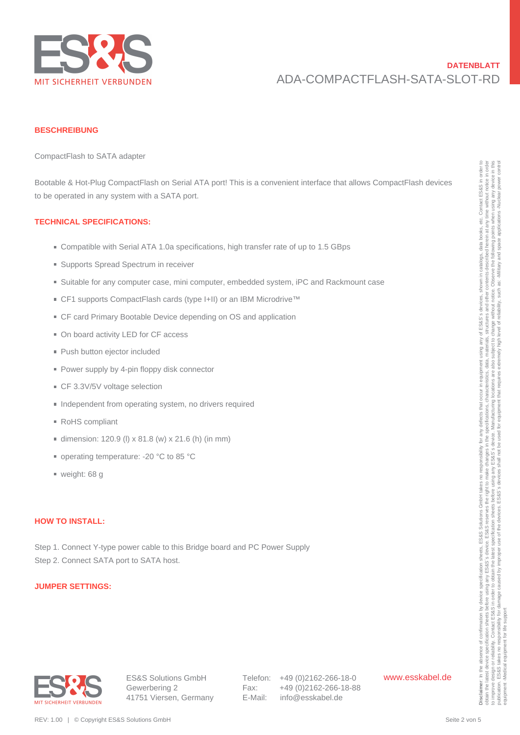## BESCHREIBUNG

CompactFlash to SATA adapter

Bootable & Hot-Plug CompactFlash on Serial ATA port! This is a convenient interface that allows CompactFlash devices to be operated in any system with a SATA port.

## TECHNICAL SPECIFICATIONS:

- Compatible with Serial ATA 1.0a specifications, high transfer rate of up to 1.5 GBps
- Supports Spread Spectrum in receiver
- Suitable for any computer case, mini computer, embedded system, iPC and Rackmount case
- CF1 supports CompactFlash cards (type I+II) or an IBM Microdrive™
- CF card Primary Bootable Device depending on OS and application
- On board activity LED for CF access
- Push button ejector included
- Power supply by 4-pin floppy disk connector
- CF 3.3V/5V voltage selection
- Independent from operating system, no drivers required
- RoHS compliant
- dimension: 120.9 (l) x 81.8 (w) x 21.6 (h) (in mm)
- operating temperature: -20 °C to 85 °C
- weight: 68 g

## HOW TO INSTALL:

Step 1. Connect Y-type power cable to this Bridge board and PC Power Supply
Step 2. Connect SATA port to SATA host.

## JUMPER SETTINGS: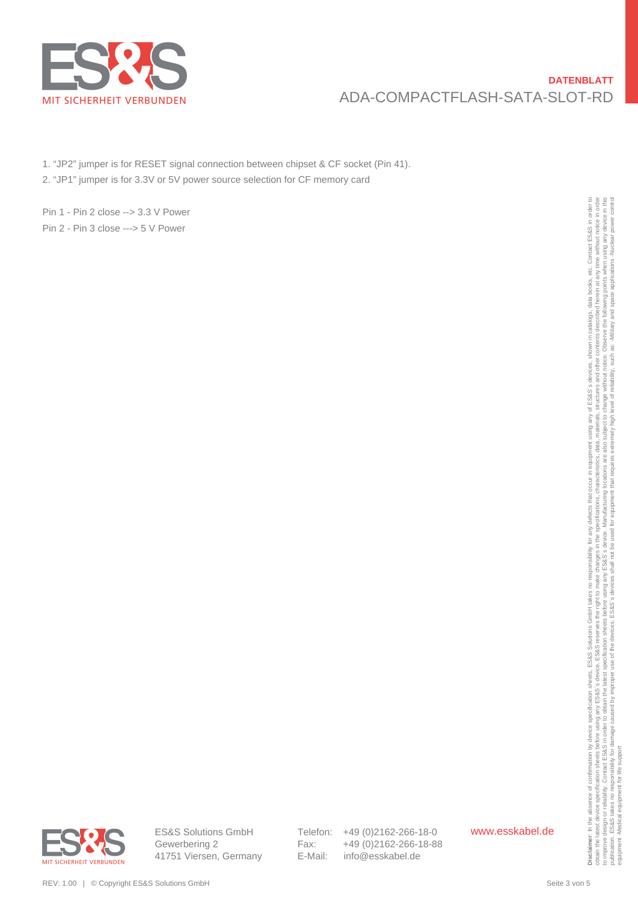1. "JP2" jumper is for RESET signal connection between chipset & CF socket (Pin 41).
2. "JP1" jumper is for 3.3V or 5V power source selection for CF memory card

Pin 1 - Pin 2 close --> 3.3 V Power

Pin 2 - Pin 3 close ---> 5 V Power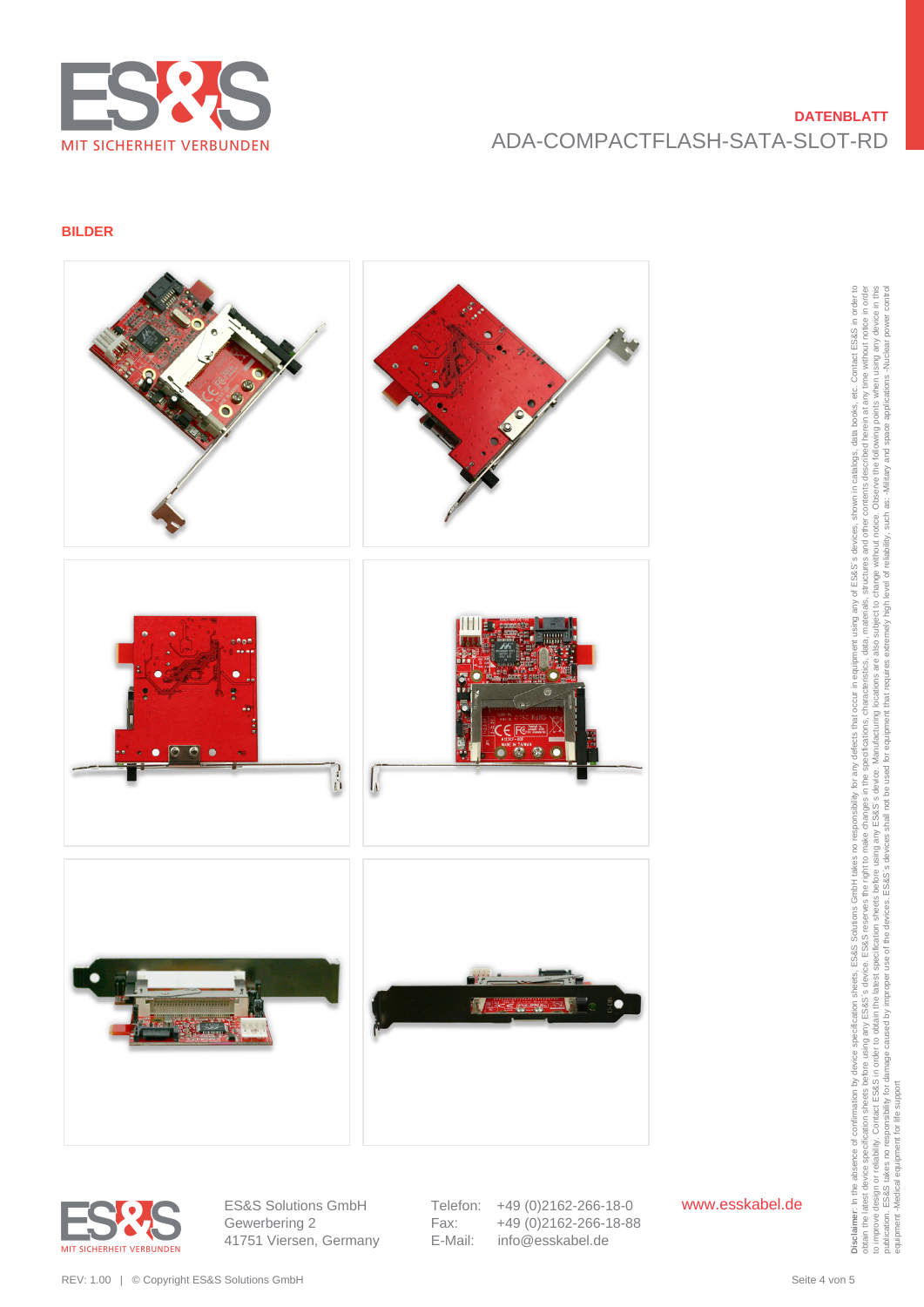**DATENBLATT**

ADA-COMPACTFLASH-SATA-SLOT-RD

## BILDER

ES&S Solutions GmbH
Gewerbering 2
41751 Viersen, Germany

Telefon: +49 (0)2162-266-18-0
Fax: +49 (0)2162-266-18-88
E-Mail: info@esskabel.de

www.esskabel.de

**Disclaimer**: In the absence of confirmation by device specification sheets, ES&S Solutions GmbH takes no responsibility for any defects that occur in equipment using any of ES&S's devices, shown in catalogs, data books, etc. Contact ES&S in order to obtain the latest device specification sheets before using any ES&S's device. ES&S reserves the right to make changes in the specifications, characteristics, data, materials, structures and other contents described herein at any time without notice in order to improve design or reliability. Contact ES&S in order to obtain the latest specification sheets before using any ES&S's device. Manufacturing locations are also subject to change without notice. Observe the following points when using any device in this publication. ES&S takes no responsibility for damage caused by improper use of the devices. ES&S's devices shall not be used for equipment that requires extremely high level of reliability, such as: -Military and space applications -Nuclear power control equipment -Medical equipment for life support

REV: 1.00 | © Copyright ES&S Solutions GmbH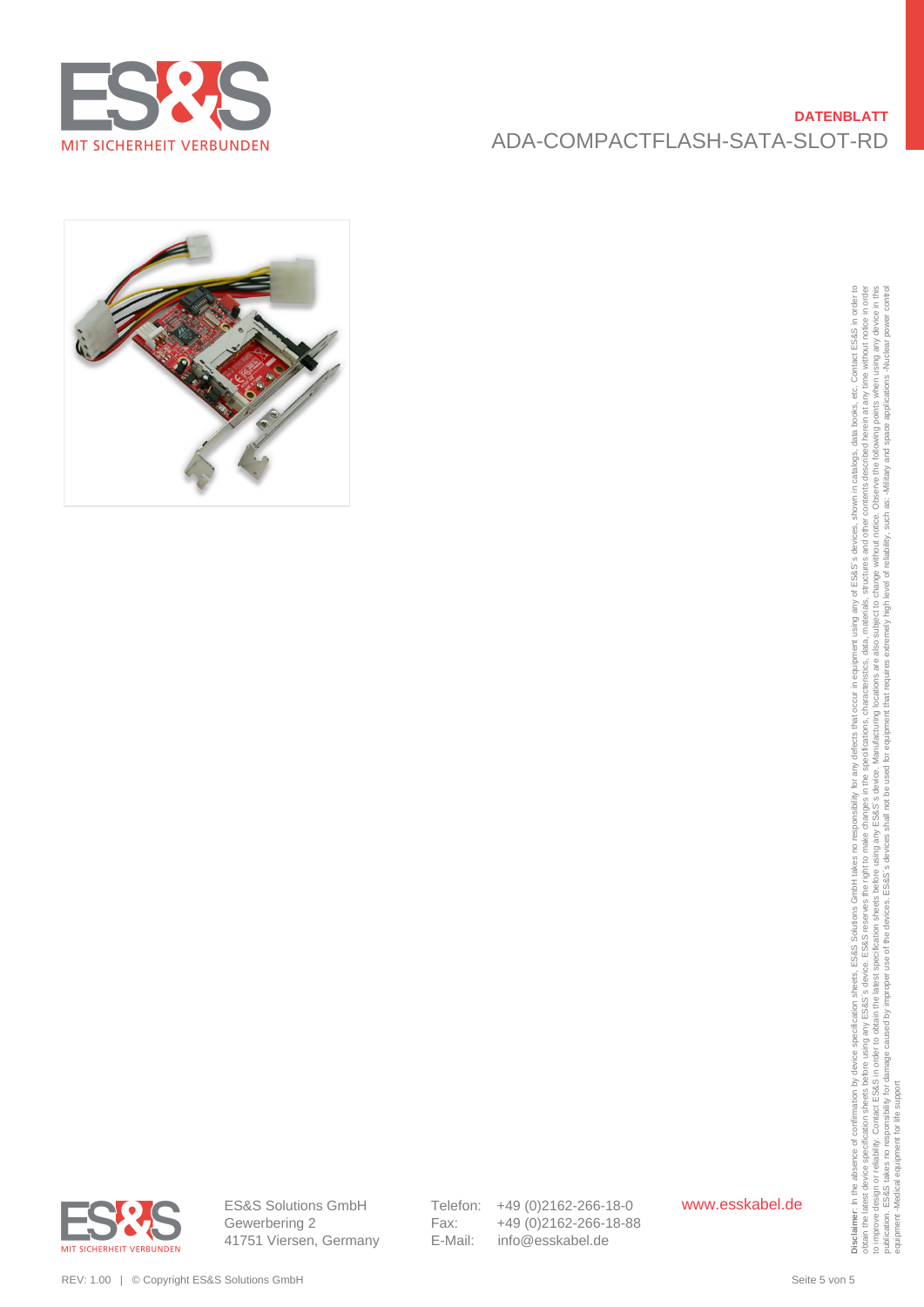**DATENBLATT**

ADA-COMPACTFLASH-SATA-SLOT-RD

ES&S Solutions GmbH
Gewerbering 2
41751 Viersen, Germany

Telefon: +49 (0)2162-266-18-0
Fax: +49 (0)2162-266-18-88
E-Mail: info@esskabel.de

www.esskabel.de

**Disclaimer**: In the absence of confirmation by device specification sheets, ES&S Solutions GmbH takes no responsibility for any defects that occur in equipment using any of ES&S´s devices, shown in catalogs, data books, etc. Contact ES&S in order to obtain the latest device specification sheets before using any ES&S´s device. ES&S reserves the right to make changes in the specifications, characteristics, data, materials, structures and other contents described herein at any time without notice in order to improve design or reliability. Contact ES&S in order to obtain the latest specification sheets before using any ES&S´s device. Manufacturing locations are also subject to change without notice. Observe the following points when using any device in this publication. ES&S takes no responsibility for damage caused by improper use of the devices. ES&S´s devices shall not be used for equipment that requires extremely high level of reliability, such as: -Military and space applications -Nuclear power control equipment -Medical equipment for life support

REV: 1.00 | © Copyright ES&S Solutions GmbH